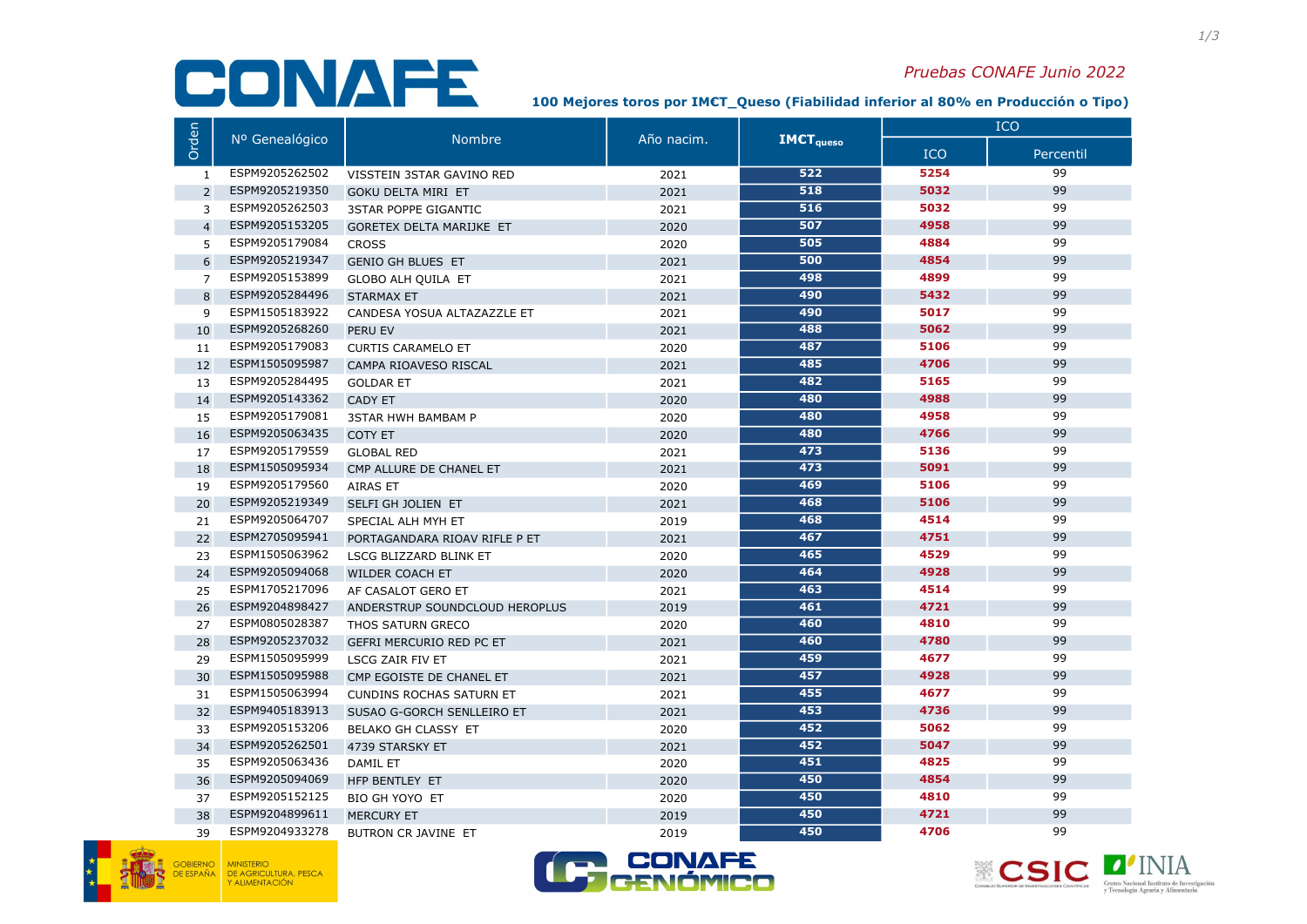# CONAFE

*Pruebas CONAFE Junio 2022*

**100 Mejores toros por IMCT_Queso (Fiabilidad inferior al 80% en Producción o Tipo)**

| Orden | Nº Genealógico | Nombre | Año nacim. | $IMCT_{queso}$ | ICO | |
|---|---|---|---|---|---|---|
| | | | | | ICO | Percentil |
| 1 | ESPM9205262502 | VISSTEIN 3STAR GAVINO RED | 2021 | 522 | 5254 | 99 |
| 2 | ESPM9205219350 | GOKU DELTA MIRI ET | 2021 | 518 | 5032 | 99 |
| 3 | ESPM9205262503 | 3STAR POPPE GIGANTIC | 2021 | 516 | 5032 | 99 |
| 4 | ESPM9205153205 | GORETEX DELTA MARIJKE ET | 2020 | 507 | 4958 | 99 |
| 5 | ESPM9205179084 | CROSS | 2020 | 505 | 4884 | 99 |
| 6 | ESPM9205219347 | GENIO GH BLUES ET | 2021 | 500 | 4854 | 99 |
| 7 | ESPM9205153899 | GLOBO ALH QUILA ET | 2021 | 498 | 4899 | 99 |
| 8 | ESPM9205284496 | STARMAX ET | 2021 | 490 | 5432 | 99 |
| 9 | ESPM1505183922 | CANDESA YOSUA ALTAZAZZLE ET | 2021 | 490 | 5017 | 99 |
| 10 | ESPM9205268260 | PERU EV | 2021 | 488 | 5062 | 99 |
| 11 | ESPM9205179083 | CURTIS CARAMELO ET | 2020 | 487 | 5106 | 99 |
| 12 | ESPM1505095987 | CAMPA RIOAVESO RISCAL | 2021 | 485 | 4706 | 99 |
| 13 | ESPM9205284495 | GOLDAR ET | 2021 | 482 | 5165 | 99 |
| 14 | ESPM9205143362 | CADY ET | 2020 | 480 | 4988 | 99 |
| 15 | ESPM9205179081 | 3STAR HWH BAMBAM P | 2020 | 480 | 4958 | 99 |
| 16 | ESPM9205063435 | COTY ET | 2020 | 480 | 4766 | 99 |
| 17 | ESPM9205179559 | GLOBAL RED | 2021 | 473 | 5136 | 99 |
| 18 | ESPM1505095934 | CMP ALLURE DE CHANEL ET | 2021 | 473 | 5091 | 99 |
| 19 | ESPM9205179560 | AIRAS ET | 2020 | 469 | 5106 | 99 |
| 20 | ESPM9205219349 | SELFI GH JOLIEN ET | 2021 | 468 | 5106 | 99 |
| 21 | ESPM9205064707 | SPECIAL ALH MYH ET | 2019 | 468 | 4514 | 99 |
| 22 | ESPM2705095941 | PORTAGANDARA RIOAV RIFLE P ET | 2021 | 467 | 4751 | 99 |
| 23 | ESPM1505063962 | LSCG BLIZZARD BLINK ET | 2020 | 465 | 4529 | 99 |
| 24 | ESPM9205094068 | WILDER COACH ET | 2020 | 464 | 4928 | 99 |
| 25 | ESPM1705217096 | AF CASALOT GERO ET | 2021 | 463 | 4514 | 99 |
| 26 | ESPM9204898427 | ANDERSTRUP SOUNDCLOUD HEROPLUS | 2019 | 461 | 4721 | 99 |
| 27 | ESPM0805028387 | THOS SATURN GRECO | 2020 | 460 | 4810 | 99 |
| 28 | ESPM9205237032 | GEFRI MERCURIO RED PC ET | 2021 | 460 | 4780 | 99 |
| 29 | ESPM1505095999 | LSCG ZAIR FIV ET | 2021 | 459 | 4677 | 99 |
| 30 | ESPM1505095988 | CMP EGOISTE DE CHANEL ET | 2021 | 457 | 4928 | 99 |
| 31 | ESPM1505063994 | CUNDINS ROCHAS SATURN ET | 2021 | 455 | 4677 | 99 |
| 32 | ESPM9405183913 | SUSAO G-GORCH SENLLEIRO ET | 2021 | 453 | 4736 | 99 |
| 33 | ESPM9205153206 | BELAKO GH CLASSY ET | 2020 | 452 | 5062 | 99 |
| 34 | ESPM9205262501 | 4739 STARSKY ET | 2021 | 452 | 5047 | 99 |
| 35 | ESPM9205063436 | DAMIL ET | 2020 | 451 | 4825 | 99 |
| 36 | ESPM9205094069 | HFP BENTLEY ET | 2020 | 450 | 4854 | 99 |
| 37 | ESPM9205152125 | BIO GH YOYO ET | 2020 | 450 | 4810 | 99 |
| 38 | ESPM9204899611 | MERCURY ET | 2019 | 450 | 4721 | 99 |
| 39 | ESPM9204933278 | BUTRON CR JAVINE ET | 2019 | 450 | 4706 | 99 |

GOBIERNO DE ESPAÑA — MINISTERIO DE AGRICULTURA, PESCA Y ALIMENTACIÓN

CONAFE GENÓMICO

CSIC — INIA Centro Nacional Instituto de Investigación y Tecnología Agraria y Alimentaria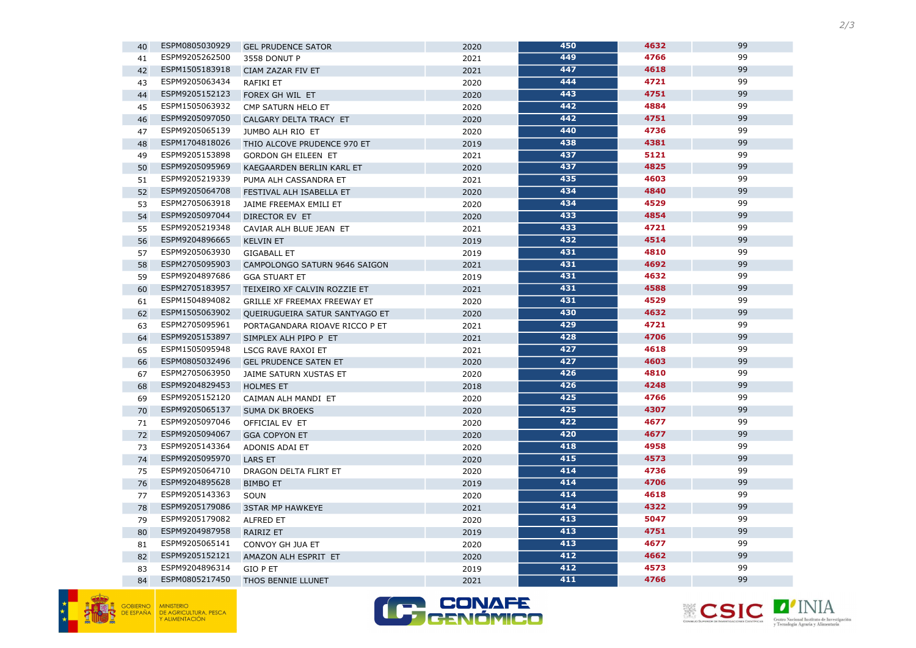| | | | | | | |
|---|---|---|---|---|---|---|
| 40 | ESPM0805030929 | GEL PRUDENCE SATOR | 2020 | 450 | 4632 | 99 |
| 41 | ESPM9205262500 | 3558 DONUT P | 2021 | 449 | 4766 | 99 |
| 42 | ESPM1505183918 | CIAM ZAZAR FIV ET | 2021 | 447 | 4618 | 99 |
| 43 | ESPM9205063434 | RAFIKI ET | 2020 | 444 | 4721 | 99 |
| 44 | ESPM9205152123 | FOREX GH WIL ET | 2020 | 443 | 4751 | 99 |
| 45 | ESPM1505063932 | CMP SATURN HELO ET | 2020 | 442 | 4884 | 99 |
| 46 | ESPM9205097050 | CALGARY DELTA TRACY ET | 2020 | 442 | 4751 | 99 |
| 47 | ESPM9205065139 | JUMBO ALH RIO ET | 2020 | 440 | 4736 | 99 |
| 48 | ESPM1704818026 | THIO ALCOVE PRUDENCE 970 ET | 2019 | 438 | 4381 | 99 |
| 49 | ESPM9205153898 | GORDON GH EILEEN ET | 2021 | 437 | 5121 | 99 |
| 50 | ESPM9205095969 | KAEGAARDEN BERLIN KARL ET | 2020 | 437 | 4825 | 99 |
| 51 | ESPM9205219339 | PUMA ALH CASSANDRA ET | 2021 | 435 | 4603 | 99 |
| 52 | ESPM9205064708 | FESTIVAL ALH ISABELLA ET | 2020 | 434 | 4840 | 99 |
| 53 | ESPM2705063918 | JAIME FREEMAX EMILI ET | 2020 | 434 | 4529 | 99 |
| 54 | ESPM9205097044 | DIRECTOR EV ET | 2020 | 433 | 4854 | 99 |
| 55 | ESPM9205219348 | CAVIAR ALH BLUE JEAN ET | 2021 | 433 | 4721 | 99 |
| 56 | ESPM9204896665 | KELVIN ET | 2019 | 432 | 4514 | 99 |
| 57 | ESPM9205063930 | GIGABALL ET | 2019 | 431 | 4810 | 99 |
| 58 | ESPM2705095903 | CAMPOLONGO SATURN 9646 SAIGON | 2021 | 431 | 4692 | 99 |
| 59 | ESPM9204897686 | GGA STUART ET | 2019 | 431 | 4632 | 99 |
| 60 | ESPM2705183957 | TEIXEIRO XF CALVIN ROZZIE ET | 2021 | 431 | 4588 | 99 |
| 61 | ESPM1504894082 | GRILLE XF FREEMAX FREEWAY ET | 2020 | 431 | 4529 | 99 |
| 62 | ESPM1505063902 | QUEIRUGUEIRA SATUR SANTYAGO ET | 2020 | 430 | 4632 | 99 |
| 63 | ESPM2705095961 | PORTAGANDARA RIOAVE RICCO P ET | 2021 | 429 | 4721 | 99 |
| 64 | ESPM9205153897 | SIMPLEX ALH PIPO P ET | 2021 | 428 | 4706 | 99 |
| 65 | ESPM1505095948 | LSCG RAVE RAXOI ET | 2021 | 427 | 4618 | 99 |
| 66 | ESPM0805032496 | GEL PRUDENCE SATEN ET | 2020 | 427 | 4603 | 99 |
| 67 | ESPM2705063950 | JAIME SATURN XUSTAS ET | 2020 | 426 | 4810 | 99 |
| 68 | ESPM9204829453 | HOLMES ET | 2018 | 426 | 4248 | 99 |
| 69 | ESPM9205152120 | CAIMAN ALH MANDI ET | 2020 | 425 | 4766 | 99 |
| 70 | ESPM9205065137 | SUMA DK BROEKS | 2020 | 425 | 4307 | 99 |
| 71 | ESPM9205097046 | OFFICIAL EV ET | 2020 | 422 | 4677 | 99 |
| 72 | ESPM9205094067 | GGA COPYON ET | 2020 | 420 | 4677 | 99 |
| 73 | ESPM9205143364 | ADONIS ADAI ET | 2020 | 418 | 4958 | 99 |
| 74 | ESPM9205095970 | LARS ET | 2020 | 415 | 4573 | 99 |
| 75 | ESPM9205064710 | DRAGON DELTA FLIRT ET | 2020 | 414 | 4736 | 99 |
| 76 | ESPM9204895628 | BIMBO ET | 2019 | 414 | 4706 | 99 |
| 77 | ESPM9205143363 | SOUN | 2020 | 414 | 4618 | 99 |
| 78 | ESPM9205179086 | 3STAR MP HAWKEYE | 2021 | 414 | 4322 | 99 |
| 79 | ESPM9205179082 | ALFRED ET | 2020 | 413 | 5047 | 99 |
| 80 | ESPM9204987958 | RAIRIZ ET | 2019 | 413 | 4751 | 99 |
| 81 | ESPM9205065141 | CONVOY GH JUA ET | 2020 | 413 | 4677 | 99 |
| 82 | ESPM9205152121 | AMAZON ALH ESPRIT ET | 2020 | 412 | 4662 | 99 |
| 83 | ESPM9204896314 | GIO P ET | 2019 | 412 | 4573 | 99 |
| 84 | ESPM0805217450 | THOS BENNIE LLUNET | 2021 | 411 | 4766 | 99 |

GOBIERNO DE ESPAÑA | MINISTERIO DE AGRICULTURA, PESCA Y ALIMENTACIÓN

CONAFE GENÓMICO

CSIC Consejo Superior de Investigaciones Científicas | INIA Centro Nacional Instituto de Investigación y Tecnología Agraria y Alimentaria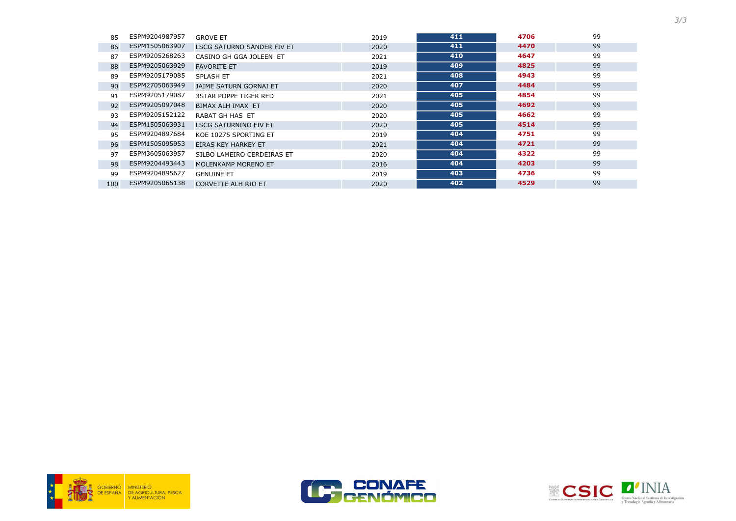| | | | | | | |
|---|---|---|---|---|---|---|
| 85 | ESPM9204987957 | GROVE ET | 2019 | 411 | 4706 | 99 |
| 86 | ESPM1505063907 | LSCG SATURNO SANDER FIV ET | 2020 | 411 | 4470 | 99 |
| 87 | ESPM9205268263 | CASINO GH GGA JOLEEN ET | 2021 | 410 | 4647 | 99 |
| 88 | ESPM9205063929 | FAVORITE ET | 2019 | 409 | 4825 | 99 |
| 89 | ESPM9205179085 | SPLASH ET | 2021 | 408 | 4943 | 99 |
| 90 | ESPM2705063949 | JAIME SATURN GORNAI ET | 2020 | 407 | 4484 | 99 |
| 91 | ESPM9205179087 | 3STAR POPPE TIGER RED | 2021 | 405 | 4854 | 99 |
| 92 | ESPM9205097048 | BIMAX ALH IMAX ET | 2020 | 405 | 4692 | 99 |
| 93 | ESPM9205152122 | RABAT GH HAS ET | 2020 | 405 | 4662 | 99 |
| 94 | ESPM1505063931 | LSCG SATURNINO FIV ET | 2020 | 405 | 4514 | 99 |
| 95 | ESPM9204897684 | KOE 10275 SPORTING ET | 2019 | 404 | 4751 | 99 |
| 96 | ESPM1505095953 | EIRAS KEY HARKEY ET | 2021 | 404 | 4721 | 99 |
| 97 | ESPM3605063957 | SILBO LAMEIRO CERDEIRAS ET | 2020 | 404 | 4322 | 99 |
| 98 | ESPM9204493443 | MOLENKAMP MORENO ET | 2016 | 404 | 4203 | 99 |
| 99 | ESPM9204895627 | GENUINE ET | 2019 | 403 | 4736 | 99 |
| 100 | ESPM9205065138 | CORVETTE ALH RIO ET | 2020 | 402 | 4529 | 99 |

GOBIERNO DE ESPAÑA MINISTERIO DE AGRICULTURA, PESCA Y ALIMENTACIÓN

CONAFE GENÓMICO

CSIC INIA